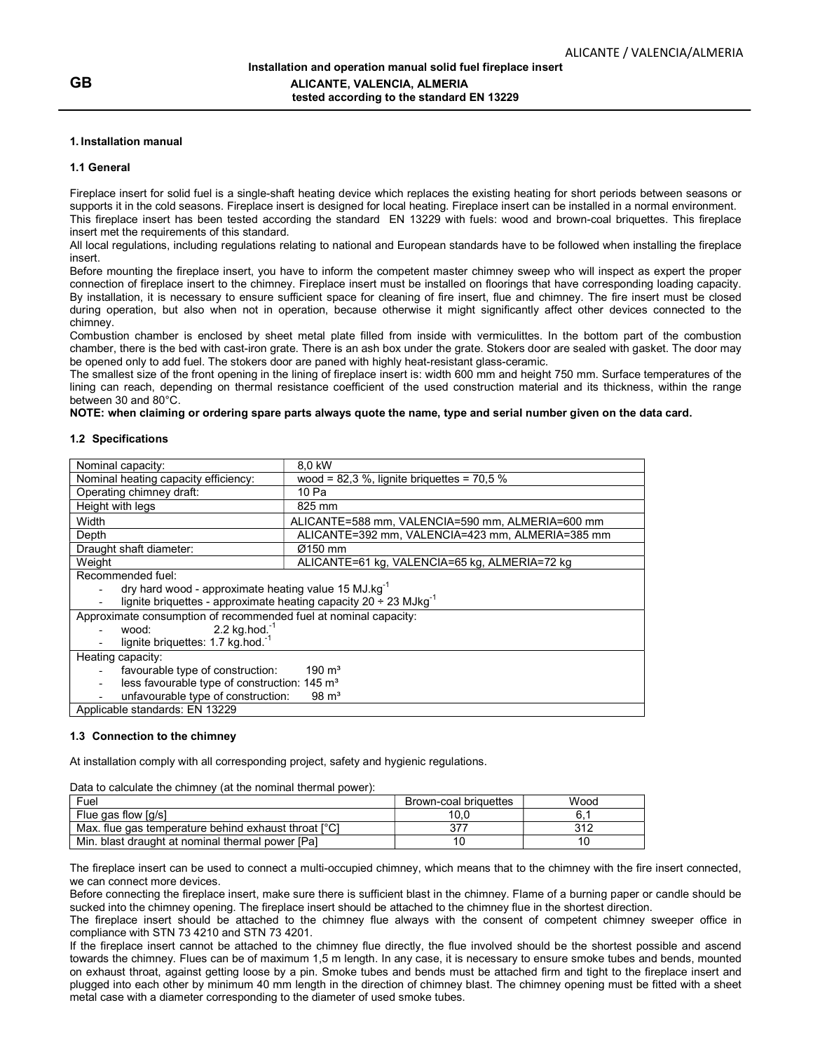**GB**

**Installation and operation manual solid fuel fireplace insert**
**ALICANTE, VALENCIA, ALMERIA**
**tested according to the standard EN 13229**

## 1. Installation manual

### 1.1 General

Fireplace insert for solid fuel is a single-shaft heating device which replaces the existing heating for short periods between seasons or supports it in the cold seasons. Fireplace insert is designed for local heating. Fireplace insert can be installed in a normal environment. This fireplace insert has been tested according the standard EN 13229 with fuels: wood and brown-coal briquettes. This fireplace insert met the requirements of this standard.

All local regulations, including regulations relating to national and European standards have to be followed when installing the fireplace insert.

Before mounting the fireplace insert, you have to inform the competent master chimney sweep who will inspect as expert the proper connection of fireplace insert to the chimney. Fireplace insert must be installed on floorings that have corresponding loading capacity. By installation, it is necessary to ensure sufficient space for cleaning of fire insert, flue and chimney. The fire insert must be closed during operation, but also when not in operation, because otherwise it might significantly affect other devices connected to the chimney.

Combustion chamber is enclosed by sheet metal plate filled from inside with vermiculittes. In the bottom part of the combustion chamber, there is the bed with cast-iron grate. There is an ash box under the grate. Stokers door are sealed with gasket. The door may be opened only to add fuel. The stokers door are paned with highly heat-resistant glass-ceramic.

The smallest size of the front opening in the lining of fireplace insert is: width 600 mm and height 750 mm. Surface temperatures of the lining can reach, depending on thermal resistance coefficient of the used construction material and its thickness, within the range between 30 and 80°C.

**NOTE: when claiming or ordering spare parts always quote the name, type and serial number given on the data card.**

### 1.2 Specifications

| Nominal capacity: | 8,0 kW |
|---|---|
| Nominal heating capacity efficiency: | wood = 82,3 %, lignite briquettes = 70,5 % |
| Operating chimney draft: | 10 Pa |
| Height with legs | 825 mm |
| Width | ALICANTE=588 mm, VALENCIA=590 mm, ALMERIA=600 mm |
| Depth | ALICANTE=392 mm, VALENCIA=423 mm, ALMERIA=385 mm |
| Draught shaft diameter: | Ø150 mm |
| Weight | ALICANTE=61 kg, VALENCIA=65 kg, ALMERIA=72 kg |
| Recommended fuel:<br>- dry hard wood - approximate heating value 15 $MJ.kg^{-1}$<br>- lignite briquettes - approximate heating capacity 20 ÷ 23 $MJkg^{-1}$ | |
| Approximate consumption of recommended fuel at nominal capacity:<br>- wood: 2.2 $kg.hod.^{-1}$<br>- lignite briquettes: 1.7 $kg.hod.^{-1}$ | |
| Heating capacity:<br>- favourable type of construction: 190 m³<br>- less favourable type of construction: 145 m³<br>- unfavourable type of construction: 98 m³ | |
| Applicable standards: EN 13229 | |

### 1.3 Connection to the chimney

At installation comply with all corresponding project, safety and hygienic regulations.

Data to calculate the chimney (at the nominal thermal power):

| Fuel | Brown-coal briquettes | Wood |
|---|---|---|
| Flue gas flow [g/s] | 10,0 | 6,1 |
| Max. flue gas temperature behind exhaust throat [°C] | 377 | 312 |
| Min. blast draught at nominal thermal power [Pa] | 10 | 10 |

The fireplace insert can be used to connect a multi-occupied chimney, which means that to the chimney with the fire insert connected, we can connect more devices.

Before connecting the fireplace insert, make sure there is sufficient blast in the chimney. Flame of a burning paper or candle should be sucked into the chimney opening. The fireplace insert should be attached to the chimney flue in the shortest direction.

The fireplace insert should be attached to the chimney flue always with the consent of competent chimney sweeper office in compliance with STN 73 4210 and STN 73 4201.

If the fireplace insert cannot be attached to the chimney flue directly, the flue involved should be the shortest possible and ascend towards the chimney. Flues can be of maximum 1,5 m length. In any case, it is necessary to ensure smoke tubes and bends, mounted on exhaust throat, against getting loose by a pin. Smoke tubes and bends must be attached firm and tight to the fireplace insert and plugged into each other by minimum 40 mm length in the direction of chimney blast. The chimney opening must be fitted with a sheet metal case with a diameter corresponding to the diameter of used smoke tubes.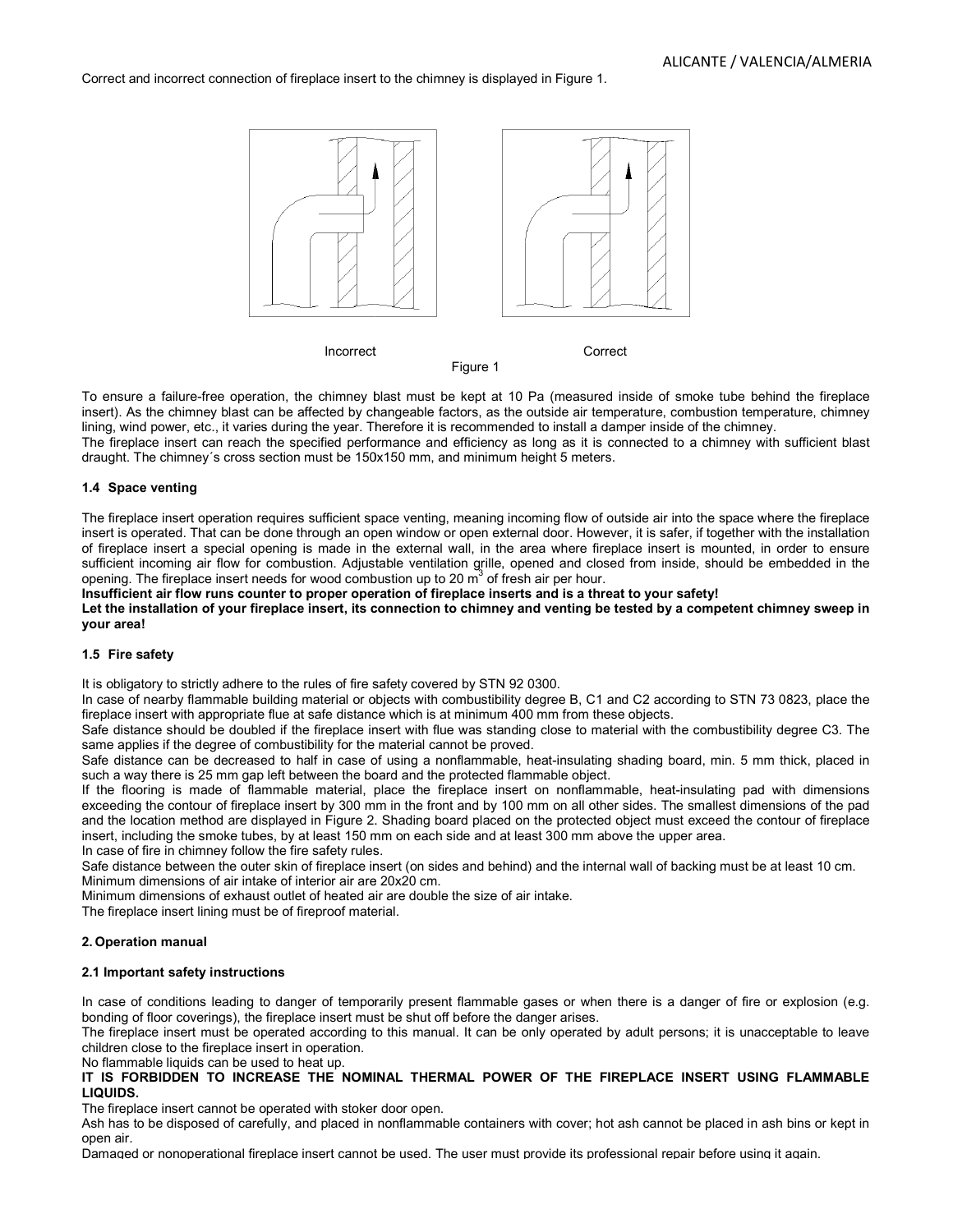Correct and incorrect connection of fireplace insert to the chimney is displayed in Figure 1.

Incorrect Correct

Figure 1

To ensure a failure-free operation, the chimney blast must be kept at 10 Pa (measured inside of smoke tube behind the fireplace insert). As the chimney blast can be affected by changeable factors, as the outside air temperature, combustion temperature, chimney lining, wind power, etc., it varies during the year. Therefore it is recommended to install a damper inside of the chimney.

The fireplace insert can reach the specified performance and efficiency as long as it is connected to a chimney with sufficient blast draught. The chimney´s cross section must be 150x150 mm, and minimum height 5 meters.

### 1.4 Space venting

The fireplace insert operation requires sufficient space venting, meaning incoming flow of outside air into the space where the fireplace insert is operated. That can be done through an open window or open external door. However, it is safer, if together with the installation of fireplace insert a special opening is made in the external wall, in the area where fireplace insert is mounted, in order to ensure sufficient incoming air flow for combustion. Adjustable ventilation grille, opened and closed from inside, should be embedded in the opening. The fireplace insert needs for wood combustion up to 20 $m^3$ of fresh air per hour.

**Insufficient air flow runs counter to proper operation of fireplace inserts and is a threat to your safety!**

**Let the installation of your fireplace insert, its connection to chimney and venting be tested by a competent chimney sweep in your area!**

### 1.5 Fire safety

It is obligatory to strictly adhere to the rules of fire safety covered by STN 92 0300.

In case of nearby flammable building material or objects with combustibility degree B, C1 and C2 according to STN 73 0823, place the fireplace insert with appropriate flue at safe distance which is at minimum 400 mm from these objects.

Safe distance should be doubled if the fireplace insert with flue was standing close to material with the combustibility degree C3. The same applies if the degree of combustibility for the material cannot be proved.

Safe distance can be decreased to half in case of using a nonflammable, heat-insulating shading board, min. 5 mm thick, placed in such a way there is 25 mm gap left between the board and the protected flammable object.

If the flooring is made of flammable material, place the fireplace insert on nonflammable, heat-insulating pad with dimensions exceeding the contour of fireplace insert by 300 mm in the front and by 100 mm on all other sides. The smallest dimensions of the pad and the location method are displayed in Figure 2. Shading board placed on the protected object must exceed the contour of fireplace insert, including the smoke tubes, by at least 150 mm on each side and at least 300 mm above the upper area.

In case of fire in chimney follow the fire safety rules.

Safe distance between the outer skin of fireplace insert (on sides and behind) and the internal wall of backing must be at least 10 cm.

Minimum dimensions of air intake of interior air are 20x20 cm.

Minimum dimensions of exhaust outlet of heated air are double the size of air intake.

The fireplace insert lining must be of fireproof material.

## 2. Operation manual

### 2.1 Important safety instructions

In case of conditions leading to danger of temporarily present flammable gases or when there is a danger of fire or explosion (e.g. bonding of floor coverings), the fireplace insert must be shut off before the danger arises.

The fireplace insert must be operated according to this manual. It can be only operated by adult persons; it is unacceptable to leave children close to the fireplace insert in operation.

No flammable liquids can be used to heat up.

**IT IS FORBIDDEN TO INCREASE THE NOMINAL THERMAL POWER OF THE FIREPLACE INSERT USING FLAMMABLE LIQUIDS.**

The fireplace insert cannot be operated with stoker door open.

Ash has to be disposed of carefully, and placed in nonflammable containers with cover; hot ash cannot be placed in ash bins or kept in open air.

Damaged or nonoperational fireplace insert cannot be used. The user must provide its professional repair before using it again.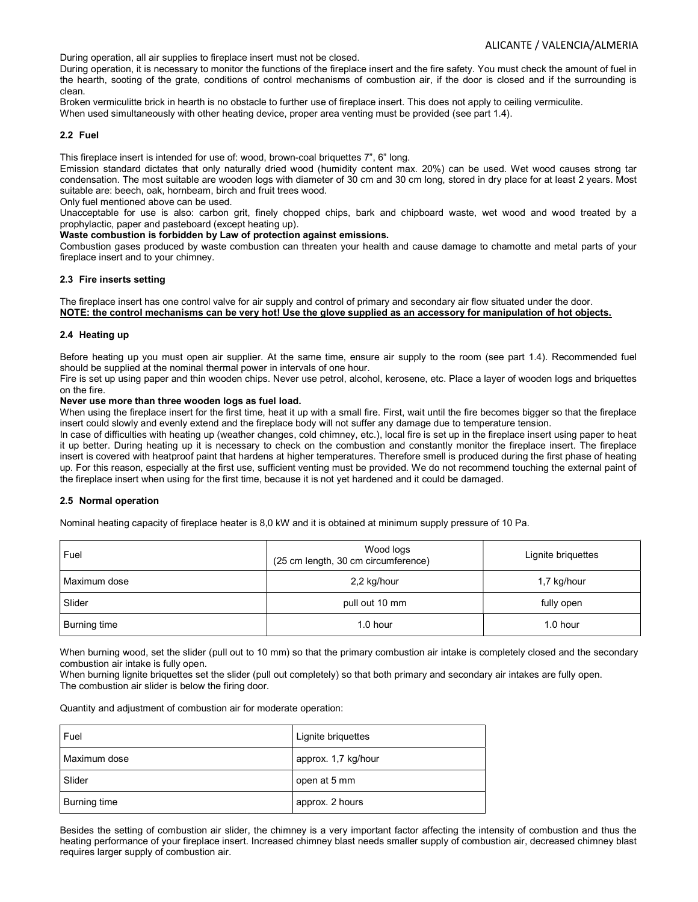During operation, all air supplies to fireplace insert must not be closed.
During operation, it is necessary to monitor the functions of the fireplace insert and the fire safety. You must check the amount of fuel in the hearth, sooting of the grate, conditions of control mechanisms of combustion air, if the door is closed and if the surrounding is clean.
Broken vermiculitte brick in hearth is no obstacle to further use of fireplace insert. This does not apply to ceiling vermiculite.
When used simultaneously with other heating device, proper area venting must be provided (see part 1.4).

### 2.2 Fuel

This fireplace insert is intended for use of: wood, brown-coal briquettes 7", 6" long.
Emission standard dictates that only naturally dried wood (humidity content max. 20%) can be used. Wet wood causes strong tar condensation. The most suitable are wooden logs with diameter of 30 cm and 30 cm long, stored in dry place for at least 2 years. Most suitable are: beech, oak, hornbeam, birch and fruit trees wood.
Only fuel mentioned above can be used.
Unacceptable for use is also: carbon grit, finely chopped chips, bark and chipboard waste, wet wood and wood treated by a prophylactic, paper and pasteboard (except heating up).
**Waste combustion is forbidden by Law of protection against emissions.**
Combustion gases produced by waste combustion can threaten your health and cause damage to chamotte and metal parts of your fireplace insert and to your chimney.

### 2.3 Fire inserts setting

The fireplace insert has one control valve for air supply and control of primary and secondary air flow situated under the door.
**NOTE: the control mechanisms can be very hot! Use the glove supplied as an accessory for manipulation of hot objects.**

### 2.4 Heating up

Before heating up you must open air supplier. At the same time, ensure air supply to the room (see part 1.4). Recommended fuel should be supplied at the nominal thermal power in intervals of one hour.
Fire is set up using paper and thin wooden chips. Never use petrol, alcohol, kerosene, etc. Place a layer of wooden logs and briquettes on the fire.
**Never use more than three wooden logs as fuel load.**
When using the fireplace insert for the first time, heat it up with a small fire. First, wait until the fire becomes bigger so that the fireplace insert could slowly and evenly extend and the fireplace body will not suffer any damage due to temperature tension.
In case of difficulties with heating up (weather changes, cold chimney, etc.), local fire is set up in the fireplace insert using paper to heat it up better. During heating up it is necessary to check on the combustion and constantly monitor the fireplace insert. The fireplace insert is covered with heatproof paint that hardens at higher temperatures. Therefore smell is produced during the first phase of heating up. For this reason, especially at the first use, sufficient venting must be provided. We do not recommend touching the external paint of the fireplace insert when using for the first time, because it is not yet hardened and it could be damaged.

### 2.5 Normal operation

Nominal heating capacity of fireplace heater is 8,0 kW and it is obtained at minimum supply pressure of 10 Pa.

| Fuel | Wood logs (25 cm length, 30 cm circumference) | Lignite briquettes |
|---|---|---|
| Maximum dose | 2,2 kg/hour | 1,7 kg/hour |
| Slider | pull out 10 mm | fully open |
| Burning time | 1.0 hour | 1.0 hour |

When burning wood, set the slider (pull out to 10 mm) so that the primary combustion air intake is completely closed and the secondary combustion air intake is fully open.
When burning lignite briquettes set the slider (pull out completely) so that both primary and secondary air intakes are fully open.
The combustion air slider is below the firing door.

Quantity and adjustment of combustion air for moderate operation:

| Fuel | Lignite briquettes |
|---|---|
| Maximum dose | approx. 1,7 kg/hour |
| Slider | open at 5 mm |
| Burning time | approx. 2 hours |

Besides the setting of combustion air slider, the chimney is a very important factor affecting the intensity of combustion and thus the heating performance of your fireplace insert. Increased chimney blast needs smaller supply of combustion air, decreased chimney blast requires larger supply of combustion air.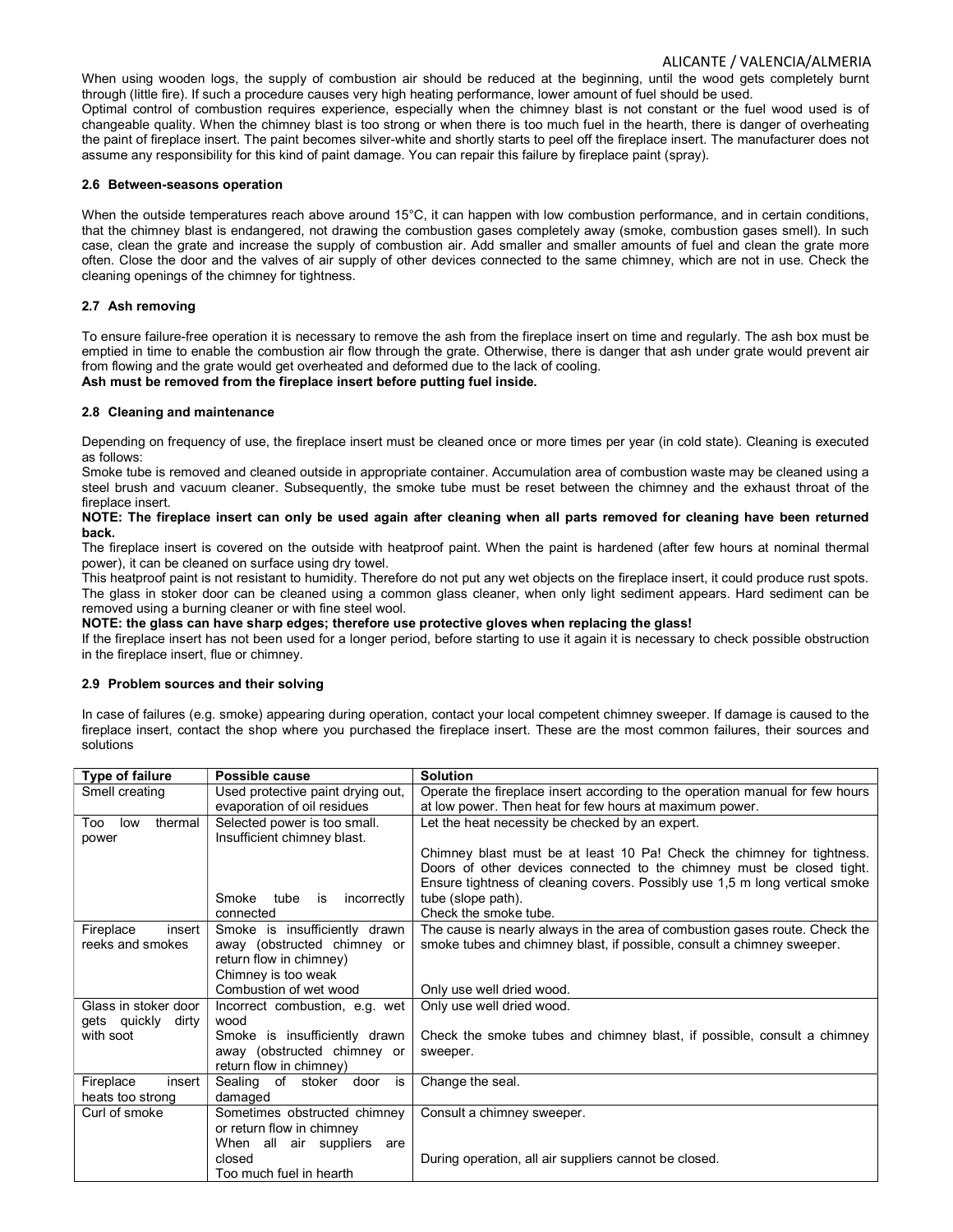When using wooden logs, the supply of combustion air should be reduced at the beginning, until the wood gets completely burnt through (little fire). If such a procedure causes very high heating performance, lower amount of fuel should be used.
Optimal control of combustion requires experience, especially when the chimney blast is not constant or the fuel wood used is of changeable quality. When the chimney blast is too strong or when there is too much fuel in the hearth, there is danger of overheating the paint of fireplace insert. The paint becomes silver-white and shortly starts to peel off the fireplace insert. The manufacturer does not assume any responsibility for this kind of paint damage. You can repair this failure by fireplace paint (spray).

### 2.6 Between-seasons operation

When the outside temperatures reach above around 15°C, it can happen with low combustion performance, and in certain conditions, that the chimney blast is endangered, not drawing the combustion gases completely away (smoke, combustion gases smell). In such case, clean the grate and increase the supply of combustion air. Add smaller and smaller amounts of fuel and clean the grate more often. Close the door and the valves of air supply of other devices connected to the same chimney, which are not in use. Check the cleaning openings of the chimney for tightness.

### 2.7 Ash removing

To ensure failure-free operation it is necessary to remove the ash from the fireplace insert on time and regularly. The ash box must be emptied in time to enable the combustion air flow through the grate. Otherwise, there is danger that ash under grate would prevent air from flowing and the grate would get overheated and deformed due to the lack of cooling.
**Ash must be removed from the fireplace insert before putting fuel inside.**

### 2.8 Cleaning and maintenance

Depending on frequency of use, the fireplace insert must be cleaned once or more times per year (in cold state). Cleaning is executed as follows:
Smoke tube is removed and cleaned outside in appropriate container. Accumulation area of combustion waste may be cleaned using a steel brush and vacuum cleaner. Subsequently, the smoke tube must be reset between the chimney and the exhaust throat of the fireplace insert.
**NOTE: The fireplace insert can only be used again after cleaning when all parts removed for cleaning have been returned back.**
The fireplace insert is covered on the outside with heatproof paint. When the paint is hardened (after few hours at nominal thermal power), it can be cleaned on surface using dry towel.
This heatproof paint is not resistant to humidity. Therefore do not put any wet objects on the fireplace insert, it could produce rust spots.
The glass in stoker door can be cleaned using a common glass cleaner, when only light sediment appears. Hard sediment can be removed using a burning cleaner or with fine steel wool.
**NOTE: the glass can have sharp edges; therefore use protective gloves when replacing the glass!**
If the fireplace insert has not been used for a longer period, before starting to use it again it is necessary to check possible obstruction in the fireplace insert, flue or chimney.

### 2.9 Problem sources and their solving

In case of failures (e.g. smoke) appearing during operation, contact your local competent chimney sweeper. If damage is caused to the fireplace insert, contact the shop where you purchased the fireplace insert. These are the most common failures, their sources and solutions

| Type of failure | Possible cause | Solution |
|---|---|---|
| Smell creating | Used protective paint drying out, evaporation of oil residues | Operate the fireplace insert according to the operation manual for few hours at low power. Then heat for few hours at maximum power. |
| Too low thermal power | Selected power is too small. | Let the heat necessity be checked by an expert. |
| | Insufficient chimney blast. | Chimney blast must be at least 10 Pa! Check the chimney for tightness. Doors of other devices connected to the chimney must be closed tight. Ensure tightness of cleaning covers. Possibly use 1,5 m long vertical smoke tube (slope path). |
| | Smoke tube is incorrectly connected | Check the smoke tube. |
| Fireplace insert reeks and smokes | Smoke is insufficiently drawn away (obstructed chimney or return flow in chimney) Chimney is too weak | The cause is nearly always in the area of combustion gases route. Check the smoke tubes and chimney blast, if possible, consult a chimney sweeper. |
| | Combustion of wet wood | Only use well dried wood. |
| Glass in stoker door gets quickly dirty with soot | Incorrect combustion, e.g. wet wood | Only use well dried wood. |
| | Smoke is insufficiently drawn away (obstructed chimney or return flow in chimney) | Check the smoke tubes and chimney blast, if possible, consult a chimney sweeper. |
| Fireplace insert heats too strong | Sealing of stoker door is damaged | Change the seal. |
| Curl of smoke | Sometimes obstructed chimney or return flow in chimney | Consult a chimney sweeper. |
| | When all air suppliers are closed | During operation, all air suppliers cannot be closed. |
| | Too much fuel in hearth | |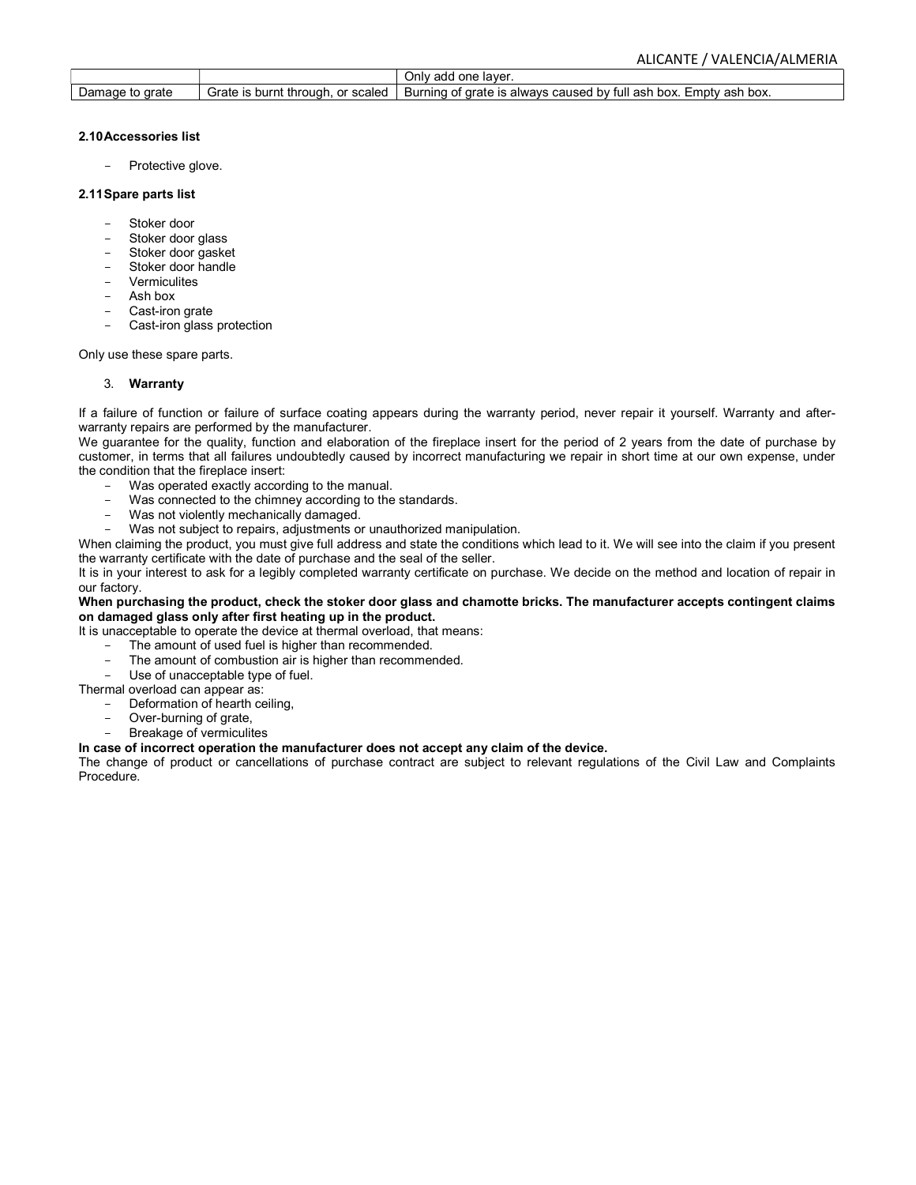| | | |
|---|---|---|
| | | Only add one layer. |
| Damage to grate | Grate is burnt through, or scaled | Burning of grate is always caused by full ash box. Empty ash box. |

**2.10 Accessories list**

- Protective glove.

**2.11 Spare parts list**

- Stoker door
- Stoker door glass
- Stoker door gasket
- Stoker door handle
- Vermiculites
- Ash box
- Cast-iron grate
- Cast-iron glass protection

Only use these spare parts.

3. **Warranty**

If a failure of function or failure of surface coating appears during the warranty period, never repair it yourself. Warranty and after-warranty repairs are performed by the manufacturer.
We guarantee for the quality, function and elaboration of the fireplace insert for the period of 2 years from the date of purchase by customer, in terms that all failures undoubtedly caused by incorrect manufacturing we repair in short time at our own expense, under the condition that the fireplace insert:

- Was operated exactly according to the manual.
- Was connected to the chimney according to the standards.
- Was not violently mechanically damaged.
- Was not subject to repairs, adjustments or unauthorized manipulation.

When claiming the product, you must give full address and state the conditions which lead to it. We will see into the claim if you present the warranty certificate with the date of purchase and the seal of the seller.
It is in your interest to ask for a legibly completed warranty certificate on purchase. We decide on the method and location of repair in our factory.
**When purchasing the product, check the stoker door glass and chamotte bricks. The manufacturer accepts contingent claims on damaged glass only after first heating up in the product.**
It is unacceptable to operate the device at thermal overload, that means:

- The amount of used fuel is higher than recommended.
- The amount of combustion air is higher than recommended.
- Use of unacceptable type of fuel.

Thermal overload can appear as:

- Deformation of hearth ceiling,
- Over-burning of grate,
- Breakage of vermiculites

**In case of incorrect operation the manufacturer does not accept any claim of the device.**
The change of product or cancellations of purchase contract are subject to relevant regulations of the Civil Law and Complaints Procedure.